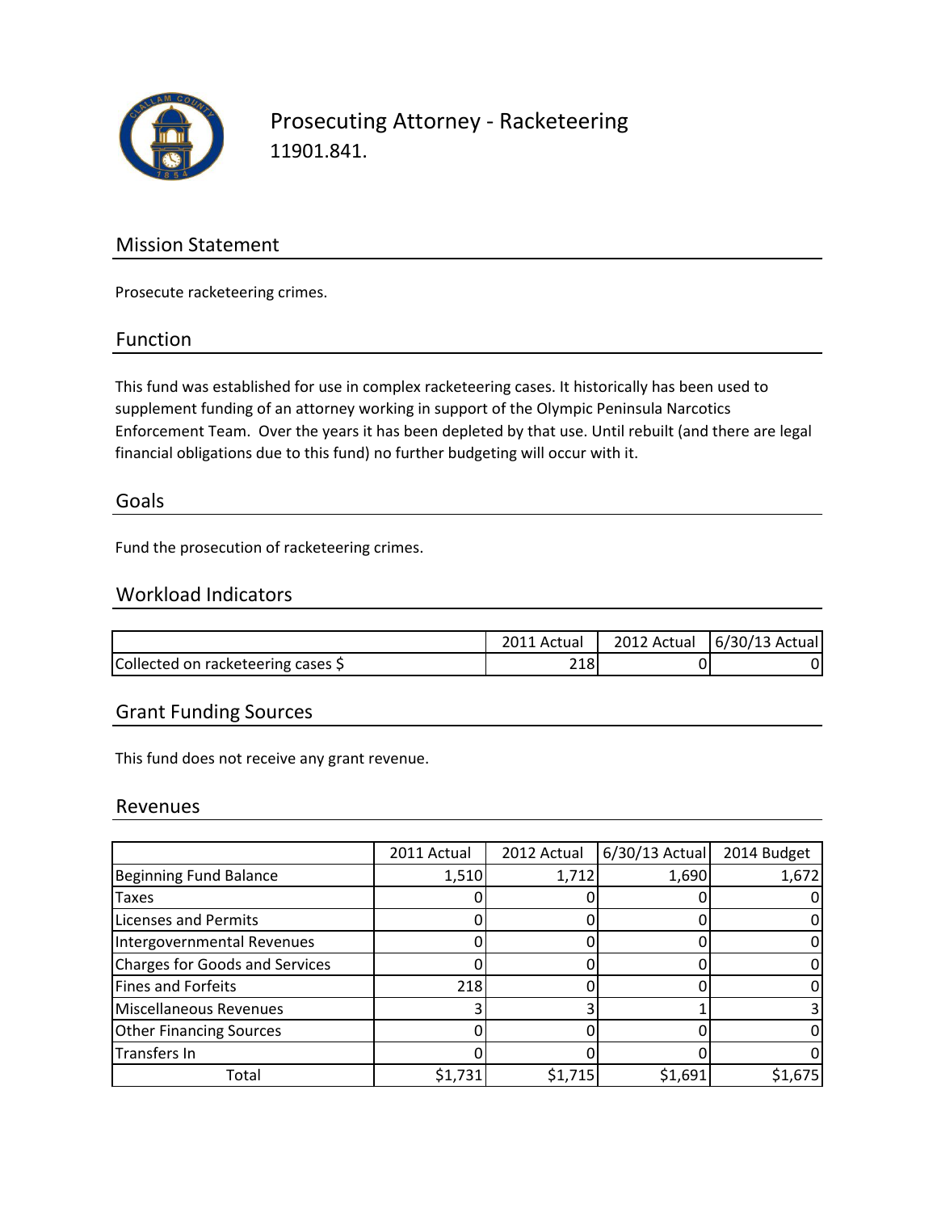# Prosecuting Attorney - Racketeering

11901.841.

## Mission Statement

Prosecute racketeering crimes.

## Function

This fund was established for use in complex racketeering cases. It historically has been used to supplement funding of an attorney working in support of the Olympic Peninsula Narcotics Enforcement Team. Over the years it has been depleted by that use. Until rebuilt (and there are legal financial obligations due to this fund) no further budgeting will occur with it.

## Goals

Fund the prosecution of racketeering crimes.

## Workload Indicators

| | 2011 Actual | 2012 Actual | 6/30/13 Actual |
|---|---|---|---|
| Collected on racketeering cases $ | 218 | 0 | 0 |

## Grant Funding Sources

This fund does not receive any grant revenue.

## Revenues

| | 2011 Actual | 2012 Actual | 6/30/13 Actual | 2014 Budget |
|---|---|---|---|---|
| Beginning Fund Balance | 1,510 | 1,712 | 1,690 | 1,672 |
| Taxes | 0 | 0 | 0 | 0 |
| Licenses and Permits | 0 | 0 | 0 | 0 |
| Intergovernmental Revenues | 0 | 0 | 0 | 0 |
| Charges for Goods and Services | 0 | 0 | 0 | 0 |
| Fines and Forfeits | 218 | 0 | 0 | 0 |
| Miscellaneous Revenues | 3 | 3 | 1 | 3 |
| Other Financing Sources | 0 | 0 | 0 | 0 |
| Transfers In | 0 | 0 | 0 | 0 |
| Total | $1,731 | $1,715 | $1,691 | $1,675 |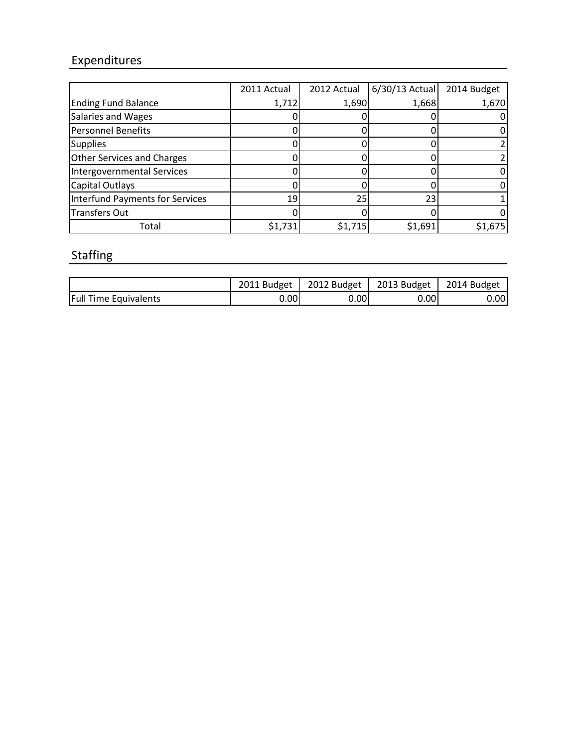## Expenditures

| | 2011 Actual | 2012 Actual | 6/30/13 Actual | 2014 Budget |
|---|---|---|---|---|
| Ending Fund Balance | 1,712 | 1,690 | 1,668 | 1,670 |
| Salaries and Wages | 0 | 0 | 0 | 0 |
| Personnel Benefits | 0 | 0 | 0 | 0 |
| Supplies | 0 | 0 | 0 | 2 |
| Other Services and Charges | 0 | 0 | 0 | 2 |
| Intergovernmental Services | 0 | 0 | 0 | 0 |
| Capital Outlays | 0 | 0 | 0 | 0 |
| Interfund Payments for Services | 19 | 25 | 23 | 1 |
| Transfers Out | 0 | 0 | 0 | 0 |
| Total | $1,731 | $1,715 | $1,691 | $1,675 |

## Staffing

| | 2011 Budget | 2012 Budget | 2013 Budget | 2014 Budget |
|---|---|---|---|---|
| Full Time Equivalents | 0.00 | 0.00 | 0.00 | 0.00 |